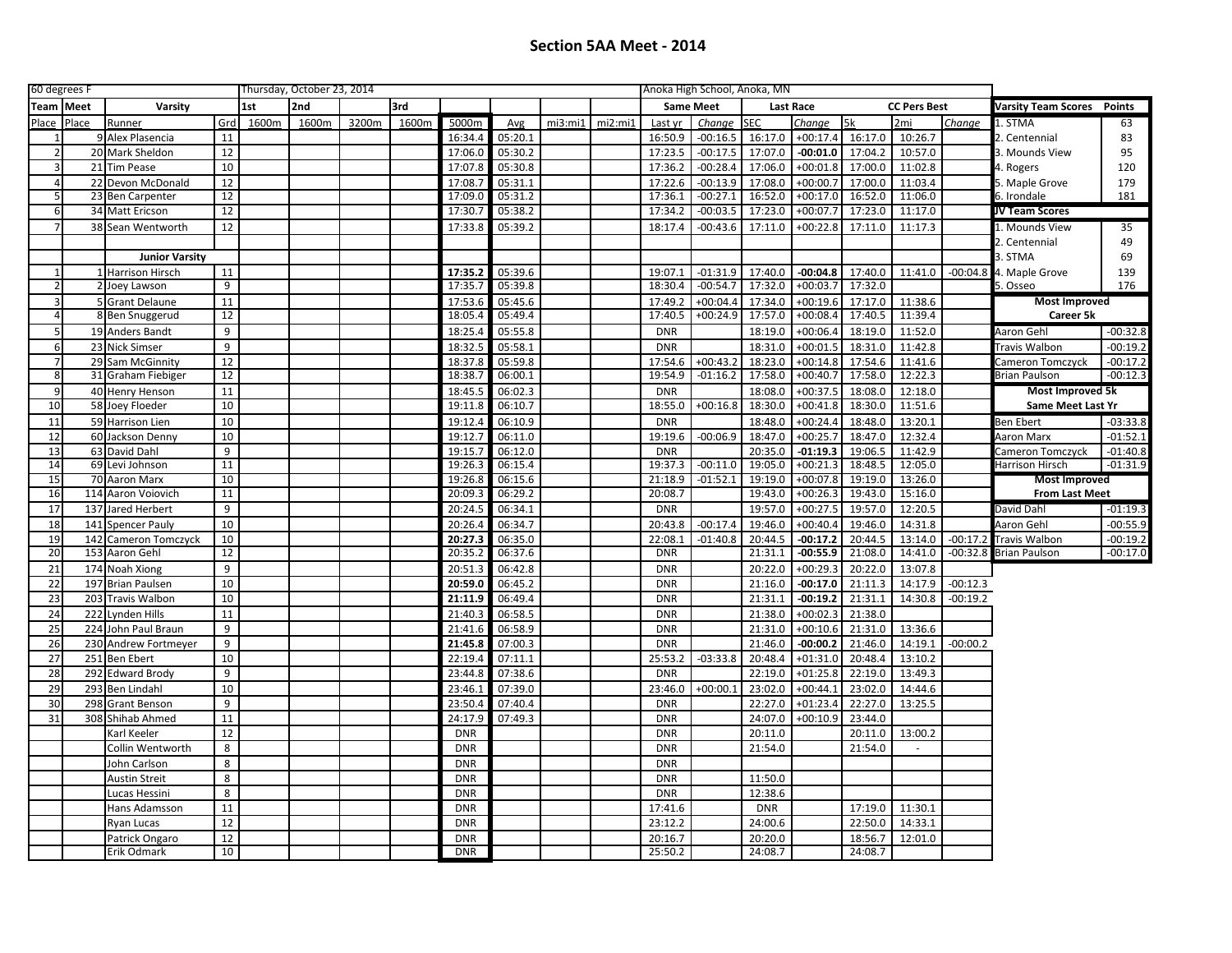# Section 5AA Meet - 2014

| 60 degrees F | | | | Thursday, October 23, 2014 | | | | | | | | Anoka High School, Anoka, MN | | | | | | |
|---|---|---|---|---|---|---|---|---|---|---|---|---|---|---|---|---|---|---|
| Team | Meet | Varsity | | 1st | 2nd | | 3rd | | | | | Same Meet | | Last Race | | CC Pers Best | | |
| Place | Place | Runner | Grd | 1600m | 1600m | 3200m | 1600m | 5000m | Avg | mi3:mi1 | mi2:mi1 | Last yr | Change | SEC | Change | 5k | 2mi | Change |
| 1 | 9 | Alex Plasencia | 11 | | | | | 16:34.4 | 05:20.1 | | | 16:50.9 | -00:16.5 | 16:17.0 | +00:17.4 | 16:17.0 | 10:26.7 | |
| 2 | 20 | Mark Sheldon | 12 | | | | | 17:06.0 | 05:30.2 | | | 17:23.5 | -00:17.5 | 17:07.0 | **-00:01.0** | 17:04.2 | 10:57.0 | |
| 3 | 21 | Tim Pease | 10 | | | | | 17:07.8 | 05:30.8 | | | 17:36.2 | -00:28.4 | 17:06.0 | +00:01.8 | 17:00.0 | 11:02.8 | |
| 4 | 22 | Devon McDonald | 12 | | | | | 17:08.7 | 05:31.1 | | | 17:22.6 | -00:13.9 | 17:08.0 | +00:00.7 | 17:00.0 | 11:03.4 | |
| 5 | 23 | Ben Carpenter | 12 | | | | | 17:09.0 | 05:31.2 | | | 17:36.1 | -00:27.1 | 16:52.0 | +00:17.0 | 16:52.0 | 11:06.0 | |
| 6 | 34 | Matt Ericson | 12 | | | | | 17:30.7 | 05:38.2 | | | 17:34.2 | -00:03.5 | 17:23.0 | +00:07.7 | 17:23.0 | 11:17.0 | |
| 7 | 38 | Sean Wentworth | 12 | | | | | 17:33.8 | 05:39.2 | | | 18:17.4 | -00:43.6 | 17:11.0 | +00:22.8 | 17:11.0 | 11:17.3 | |
| | | | | | | | | | | | | | | | | | | |
| | | **Junior Varsity** | | | | | | | | | | | | | | | | |
| 1 | 1 | Harrison Hirsch | 11 | | | | | **17:35.2** | 05:39.6 | | | 19:07.1 | -01:31.9 | 17:40.0 | **-00:04.8** | 17:40.0 | 11:41.0 | -00:04.8 |
| 2 | 2 | Joey Lawson | 9 | | | | | 17:35.7 | 05:39.8 | | | 18:30.4 | -00:54.7 | 17:32.0 | +00:03.7 | 17:32.0 | | |
| 3 | 5 | Grant Delaune | 11 | | | | | 17:53.6 | 05:45.6 | | | 17:49.2 | +00:04.4 | 17:34.0 | +00:19.6 | 17:17.0 | 11:38.6 | |
| 4 | 8 | Ben Snuggerud | 12 | | | | | 18:05.4 | 05:49.4 | | | 17:40.5 | +00:24.9 | 17:57.0 | +00:08.4 | 17:40.5 | 11:39.4 | |
| 5 | 19 | Anders Bandt | 9 | | | | | 18:25.4 | 05:55.8 | | | DNR | | 18:19.0 | +00:06.4 | 18:19.0 | 11:52.0 | |
| 6 | 23 | Nick Simser | 9 | | | | | 18:32.5 | 05:58.1 | | | DNR | | 18:31.0 | +00:01.5 | 18:31.0 | 11:42.8 | |
| 7 | 29 | Sam McGinnity | 12 | | | | | 18:37.8 | 05:59.8 | | | 17:54.6 | +00:43.2 | 18:23.0 | +00:14.8 | 17:54.6 | 11:41.6 | |
| 8 | 31 | Graham Fiebiger | 12 | | | | | 18:38.7 | 06:00.1 | | | 19:54.9 | -01:16.2 | 17:58.0 | +00:40.7 | 17:58.0 | 12:22.3 | |
| 9 | 40 | Henry Henson | 11 | | | | | 18:45.5 | 06:02.3 | | | DNR | | 18:08.0 | +00:37.5 | 18:08.0 | 12:18.0 | |
| 10 | 58 | Joey Floeder | 10 | | | | | 19:11.8 | 06:10.7 | | | 18:55.0 | +00:16.8 | 18:30.0 | +00:41.8 | 18:30.0 | 11:51.6 | |
| 11 | 59 | Harrison Lien | 10 | | | | | 19:12.4 | 06:10.9 | | | DNR | | 18:48.0 | +00:24.4 | 18:48.0 | 13:20.1 | |
| 12 | 60 | Jackson Denny | 10 | | | | | 19:12.7 | 06:11.0 | | | 19:19.6 | -00:06.9 | 18:47.0 | +00:25.7 | 18:47.0 | 12:32.4 | |
| 13 | 63 | David Dahl | 9 | | | | | 19:15.7 | 06:12.0 | | | DNR | | 20:35.0 | **-01:19.3** | 19:06.5 | 11:42.9 | |
| 14 | 69 | Levi Johnson | 11 | | | | | 19:26.3 | 06:15.4 | | | 19:37.3 | -00:11.0 | 19:05.0 | +00:21.3 | 18:48.5 | 12:05.0 | |
| 15 | 70 | Aaron Marx | 10 | | | | | 19:26.8 | 06:15.6 | | | 21:18.9 | -01:52.1 | 19:19.0 | +00:07.8 | 19:19.0 | 13:26.0 | |
| 16 | 114 | Aaron Voiovich | 11 | | | | | 20:09.3 | 06:29.2 | | | 20:08.7 | | 19:43.0 | +00:26.3 | 19:43.0 | 15:16.0 | |
| 17 | 137 | Jared Herbert | 9 | | | | | 20:24.5 | 06:34.1 | | | DNR | | 19:57.0 | +00:27.5 | 19:57.0 | 12:20.5 | |
| 18 | 141 | Spencer Pauly | 10 | | | | | 20:26.4 | 06:34.7 | | | 20:43.8 | -00:17.4 | 19:46.0 | +00:40.4 | 19:46.0 | 14:31.8 | |
| 19 | 142 | Cameron Tomczyck | 10 | | | | | **20:27.3** | 06:35.0 | | | 22:08.1 | -01:40.8 | 20:44.5 | **-00:17.2** | 20:44.5 | 13:14.0 | -00:17.2 |
| 20 | 153 | Aaron Gehl | 12 | | | | | 20:35.2 | 06:37.6 | | | DNR | | 21:31.1 | **-00:55.9** | 21:08.0 | 14:41.0 | -00:32.8 |
| 21 | 174 | Noah Xiong | 9 | | | | | 20:51.3 | 06:42.8 | | | DNR | | 20:22.0 | +00:29.3 | 20:22.0 | 13:07.8 | |
| 22 | 197 | Brian Paulsen | 10 | | | | | **20:59.0** | 06:45.2 | | | DNR | | 21:16.0 | **-00:17.0** | 21:11.3 | 14:17.9 | -00:12.3 |
| 23 | 203 | Travis Walbon | 10 | | | | | **21:11.9** | 06:49.4 | | | DNR | | 21:31.1 | **-00:19.2** | 21:31.1 | 14:30.8 | -00:19.2 |
| 24 | 222 | Lynden Hills | 11 | | | | | 21:40.3 | 06:58.5 | | | DNR | | 21:38.0 | +00:02.3 | 21:38.0 | | |
| 25 | 224 | John Paul Braun | 9 | | | | | 21:41.6 | 06:58.9 | | | DNR | | 21:31.0 | +00:10.6 | 21:31.0 | 13:36.6 | |
| 26 | 230 | Andrew Fortmeyer | 9 | | | | | **21:45.8** | 07:00.3 | | | DNR | | 21:46.0 | **-00:00.2** | 21:46.0 | 14:19.1 | -00:00.2 |
| 27 | 251 | Ben Ebert | 10 | | | | | 22:19.4 | 07:11.1 | | | 25:53.2 | -03:33.8 | 20:48.4 | +01:31.0 | 20:48.4 | 13:10.2 | |
| 28 | 292 | Edward Brody | 9 | | | | | 23:44.8 | 07:38.6 | | | DNR | | 22:19.0 | +01:25.8 | 22:19.0 | 13:49.3 | |
| 29 | 293 | Ben Lindahl | 10 | | | | | 23:46.1 | 07:39.0 | | | 23:46.0 | +00:00.1 | 23:02.0 | +00:44.1 | 23:02.0 | 14:44.6 | |
| 30 | 298 | Grant Benson | 9 | | | | | 23:50.4 | 07:40.4 | | | DNR | | 22:27.0 | +01:23.4 | 22:27.0 | 13:25.5 | |
| 31 | 308 | Shihab Ahmed | 11 | | | | | 24:17.9 | 07:49.3 | | | DNR | | 24:07.0 | +00:10.9 | 23:44.0 | | |
| | | Karl Keeler | 12 | | | | | DNR | | | | DNR | | 20:11.0 | | 20:11.0 | 13:00.2 | |
| | | Collin Wentworth | 8 | | | | | DNR | | | | DNR | | 21:54.0 | | 21:54.0 | - | |
| | | John Carlson | 8 | | | | | DNR | | | | DNR | | | | | | |
| | | Austin Streit | 8 | | | | | DNR | | | | DNR | | 11:50.0 | | | | |
| | | Lucas Hessini | 8 | | | | | DNR | | | | DNR | | 12:38.6 | | | | |
| | | Hans Adamsson | 11 | | | | | DNR | | | | 17:41.6 | | DNR | | 17:19.0 | 11:30.1 | |
| | | Ryan Lucas | 12 | | | | | DNR | | | | 23:12.2 | | 24:00.6 | | 22:50.0 | 14:33.1 | |
| | | Patrick Ongaro | 12 | | | | | DNR | | | | 20:16.7 | | 20:20.0 | | 18:56.7 | 12:01.0 | |
| | | Erik Odmark | 10 | | | | | DNR | | | | 25:50.2 | | 24:08.7 | | 24:08.7 | | |

| Varsity Team Scores | Points |
|---|---|
| 1. STMA | 63 |
| 2. Centennial | 83 |
| 3. Mounds View | 95 |
| 4. Rogers | 120 |
| 5. Maple Grove | 179 |
| 6. Irondale | 181 |
| **JV Team Scores** | |
| 1. Mounds View | 35 |
| 2. Centennial | 49 |
| 3. STMA | 69 |
| 4. Maple Grove | 139 |
| 5. Osseo | 176 |
| **Most Improved Career 5k** | |
| Aaron Gehl | -00:32.8 |
| Travis Walbon | -00:19.2 |
| Cameron Tomczyck | -00:17.2 |
| Brian Paulson | -00:12.3 |
| **Most Improved 5k Same Meet Last Yr** | |
| Ben Ebert | -03:33.8 |
| Aaron Marx | -01:52.1 |
| Cameron Tomczyck | -01:40.8 |
| Harrison Hirsch | -01:31.9 |
| **Most Improved From Last Meet** | |
| David Dahl | -01:19.3 |
| Aaron Gehl | -00:55.9 |
| Travis Walbon | -00:19.2 |
| Brian Paulson | -00:17.0 |